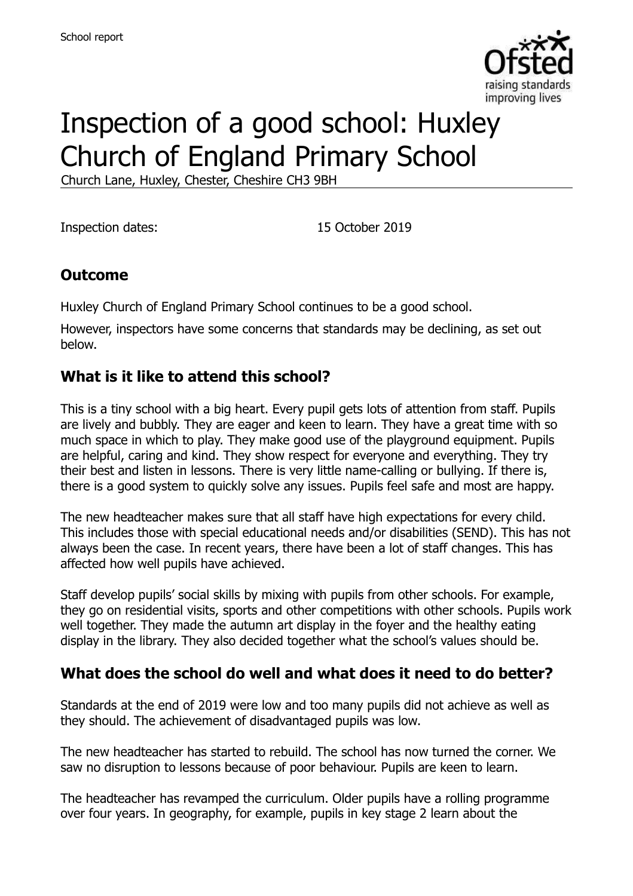# Inspection of a good school: Huxley Church of England Primary School

Church Lane, Huxley, Chester, Cheshire CH3 9BH

Inspection dates: 15 October 2019

## Outcome

Huxley Church of England Primary School continues to be a good school.

However, inspectors have some concerns that standards may be declining, as set out below.

## What is it like to attend this school?

This is a tiny school with a big heart. Every pupil gets lots of attention from staff. Pupils are lively and bubbly. They are eager and keen to learn. They have a great time with so much space in which to play. They make good use of the playground equipment. Pupils are helpful, caring and kind. They show respect for everyone and everything. They try their best and listen in lessons. There is very little name-calling or bullying. If there is, there is a good system to quickly solve any issues. Pupils feel safe and most are happy.

The new headteacher makes sure that all staff have high expectations for every child. This includes those with special educational needs and/or disabilities (SEND). This has not always been the case. In recent years, there have been a lot of staff changes. This has affected how well pupils have achieved.

Staff develop pupils' social skills by mixing with pupils from other schools. For example, they go on residential visits, sports and other competitions with other schools. Pupils work well together. They made the autumn art display in the foyer and the healthy eating display in the library. They also decided together what the school's values should be.

## What does the school do well and what does it need to do better?

Standards at the end of 2019 were low and too many pupils did not achieve as well as they should. The achievement of disadvantaged pupils was low.

The new headteacher has started to rebuild. The school has now turned the corner. We saw no disruption to lessons because of poor behaviour. Pupils are keen to learn.

The headteacher has revamped the curriculum. Older pupils have a rolling programme over four years. In geography, for example, pupils in key stage 2 learn about the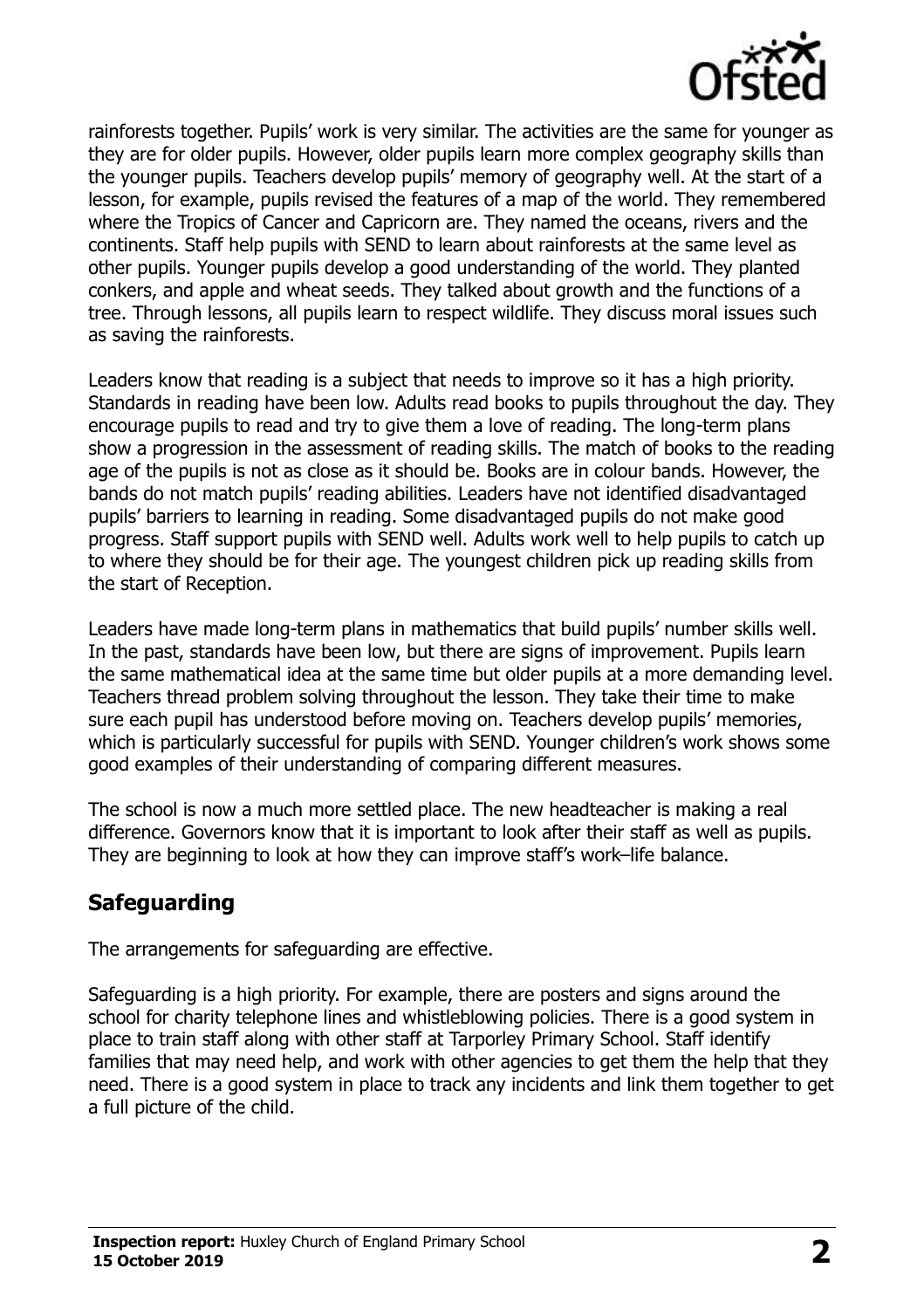rainforests together. Pupils' work is very similar. The activities are the same for younger as they are for older pupils. However, older pupils learn more complex geography skills than the younger pupils. Teachers develop pupils' memory of geography well. At the start of a lesson, for example, pupils revised the features of a map of the world. They remembered where the Tropics of Cancer and Capricorn are. They named the oceans, rivers and the continents. Staff help pupils with SEND to learn about rainforests at the same level as other pupils. Younger pupils develop a good understanding of the world. They planted conkers, and apple and wheat seeds. They talked about growth and the functions of a tree. Through lessons, all pupils learn to respect wildlife. They discuss moral issues such as saving the rainforests.

Leaders know that reading is a subject that needs to improve so it has a high priority. Standards in reading have been low. Adults read books to pupils throughout the day. They encourage pupils to read and try to give them a love of reading. The long-term plans show a progression in the assessment of reading skills. The match of books to the reading age of the pupils is not as close as it should be. Books are in colour bands. However, the bands do not match pupils' reading abilities. Leaders have not identified disadvantaged pupils' barriers to learning in reading. Some disadvantaged pupils do not make good progress. Staff support pupils with SEND well. Adults work well to help pupils to catch up to where they should be for their age. The youngest children pick up reading skills from the start of Reception.

Leaders have made long-term plans in mathematics that build pupils' number skills well. In the past, standards have been low, but there are signs of improvement. Pupils learn the same mathematical idea at the same time but older pupils at a more demanding level. Teachers thread problem solving throughout the lesson. They take their time to make sure each pupil has understood before moving on. Teachers develop pupils' memories, which is particularly successful for pupils with SEND. Younger children's work shows some good examples of their understanding of comparing different measures.

The school is now a much more settled place. The new headteacher is making a real difference. Governors know that it is important to look after their staff as well as pupils. They are beginning to look at how they can improve staff's work–life balance.

## Safeguarding

The arrangements for safeguarding are effective.

Safeguarding is a high priority. For example, there are posters and signs around the school for charity telephone lines and whistleblowing policies. There is a good system in place to train staff along with other staff at Tarporley Primary School. Staff identify families that may need help, and work with other agencies to get them the help that they need. There is a good system in place to track any incidents and link them together to get a full picture of the child.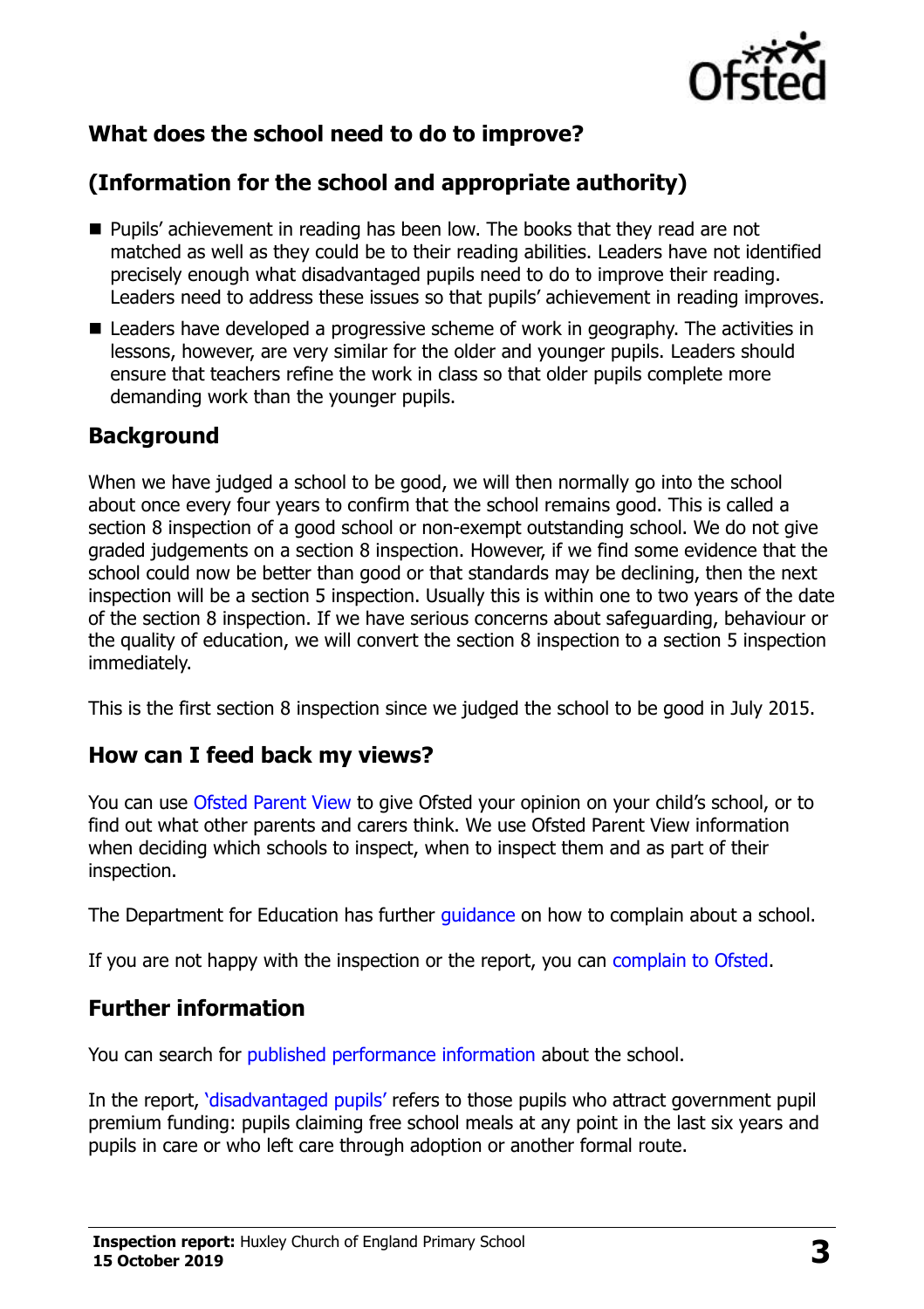## What does the school need to do to improve?

## (Information for the school and appropriate authority)

- Pupils' achievement in reading has been low. The books that they read are not matched as well as they could be to their reading abilities. Leaders have not identified precisely enough what disadvantaged pupils need to do to improve their reading. Leaders need to address these issues so that pupils' achievement in reading improves.
- Leaders have developed a progressive scheme of work in geography. The activities in lessons, however, are very similar for the older and younger pupils. Leaders should ensure that teachers refine the work in class so that older pupils complete more demanding work than the younger pupils.

## Background

When we have judged a school to be good, we will then normally go into the school about once every four years to confirm that the school remains good. This is called a section 8 inspection of a good school or non-exempt outstanding school. We do not give graded judgements on a section 8 inspection. However, if we find some evidence that the school could now be better than good or that standards may be declining, then the next inspection will be a section 5 inspection. Usually this is within one to two years of the date of the section 8 inspection. If we have serious concerns about safeguarding, behaviour or the quality of education, we will convert the section 8 inspection to a section 5 inspection immediately.

This is the first section 8 inspection since we judged the school to be good in July 2015.

## How can I feed back my views?

You can use Ofsted Parent View to give Ofsted your opinion on your child's school, or to find out what other parents and carers think. We use Ofsted Parent View information when deciding which schools to inspect, when to inspect them and as part of their inspection.

The Department for Education has further guidance on how to complain about a school.

If you are not happy with the inspection or the report, you can complain to Ofsted.

## Further information

You can search for published performance information about the school.

In the report, 'disadvantaged pupils' refers to those pupils who attract government pupil premium funding: pupils claiming free school meals at any point in the last six years and pupils in care or who left care through adoption or another formal route.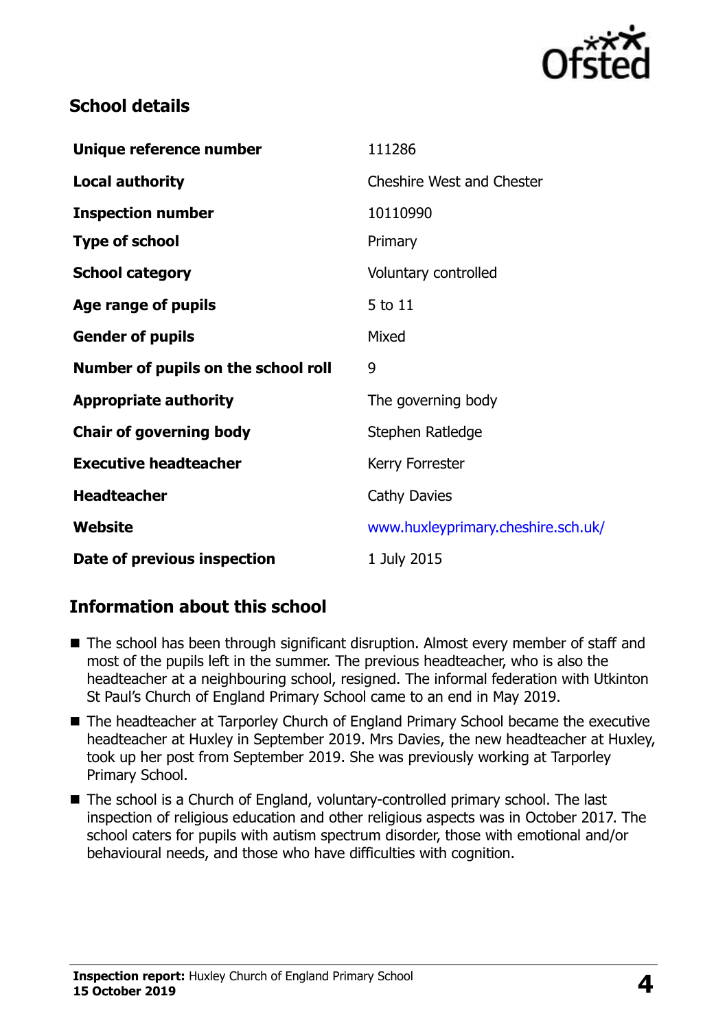## School details

| | |
|---|---|
| **Unique reference number** | 111286 |
| **Local authority** | Cheshire West and Chester |
| **Inspection number** | 10110990 |
| **Type of school** | Primary |
| **School category** | Voluntary controlled |
| **Age range of pupils** | 5 to 11 |
| **Gender of pupils** | Mixed |
| **Number of pupils on the school roll** | 9 |
| **Appropriate authority** | The governing body |
| **Chair of governing body** | Stephen Ratledge |
| **Executive headteacher** | Kerry Forrester |
| **Headteacher** | Cathy Davies |
| **Website** | www.huxleyprimary.cheshire.sch.uk/ |
| **Date of previous inspection** | 1 July 2015 |

## Information about this school

- The school has been through significant disruption. Almost every member of staff and most of the pupils left in the summer. The previous headteacher, who is also the headteacher at a neighbouring school, resigned. The informal federation with Utkinton St Paul's Church of England Primary School came to an end in May 2019.
- The headteacher at Tarporley Church of England Primary School became the executive headteacher at Huxley in September 2019. Mrs Davies, the new headteacher at Huxley, took up her post from September 2019. She was previously working at Tarporley Primary School.
- The school is a Church of England, voluntary-controlled primary school. The last inspection of religious education and other religious aspects was in October 2017. The school caters for pupils with autism spectrum disorder, those with emotional and/or behavioural needs, and those who have difficulties with cognition.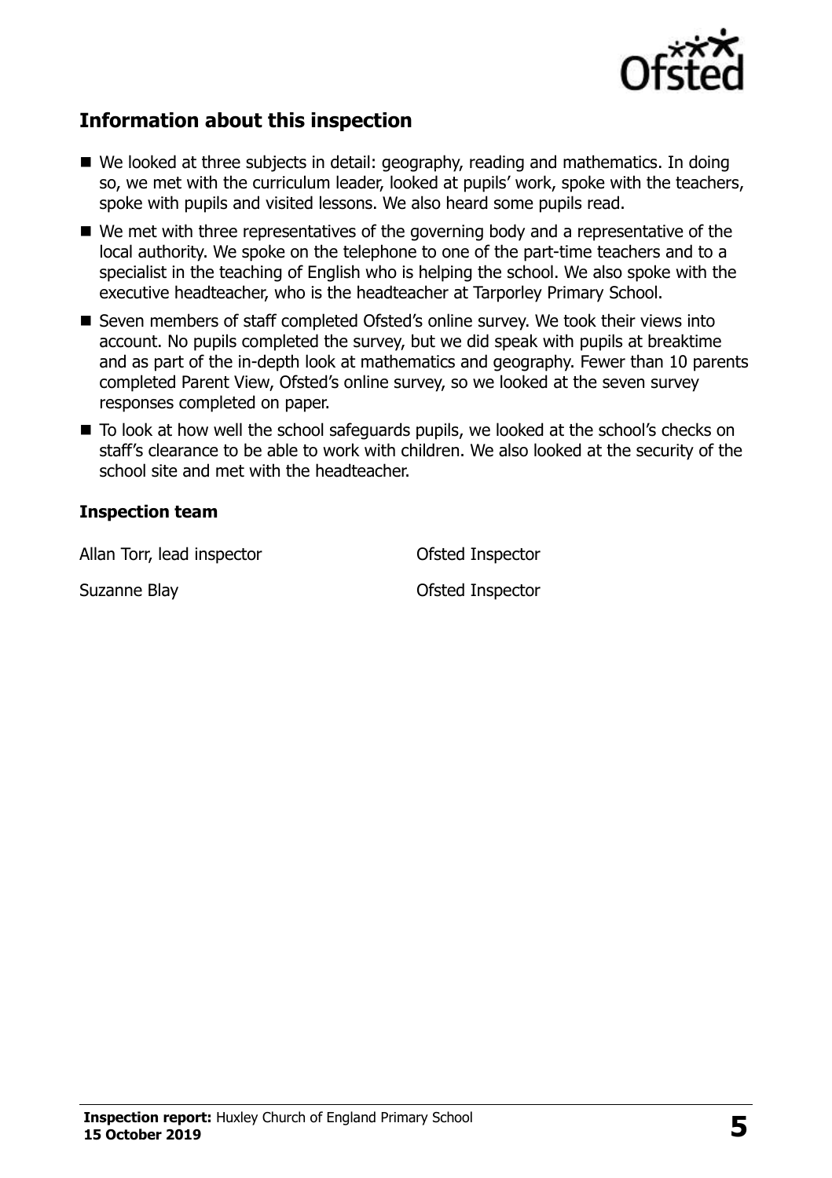## Information about this inspection

- We looked at three subjects in detail: geography, reading and mathematics. In doing so, we met with the curriculum leader, looked at pupils' work, spoke with the teachers, spoke with pupils and visited lessons. We also heard some pupils read.
- We met with three representatives of the governing body and a representative of the local authority. We spoke on the telephone to one of the part-time teachers and to a specialist in the teaching of English who is helping the school. We also spoke with the executive headteacher, who is the headteacher at Tarporley Primary School.
- Seven members of staff completed Ofsted's online survey. We took their views into account. No pupils completed the survey, but we did speak with pupils at breaktime and as part of the in-depth look at mathematics and geography. Fewer than 10 parents completed Parent View, Ofsted's online survey, so we looked at the seven survey responses completed on paper.
- To look at how well the school safeguards pupils, we looked at the school's checks on staff's clearance to be able to work with children. We also looked at the security of the school site and met with the headteacher.

### Inspection team

| | |
|---|---|
| Allan Torr, lead inspector | Ofsted Inspector |
| Suzanne Blay | Ofsted Inspector |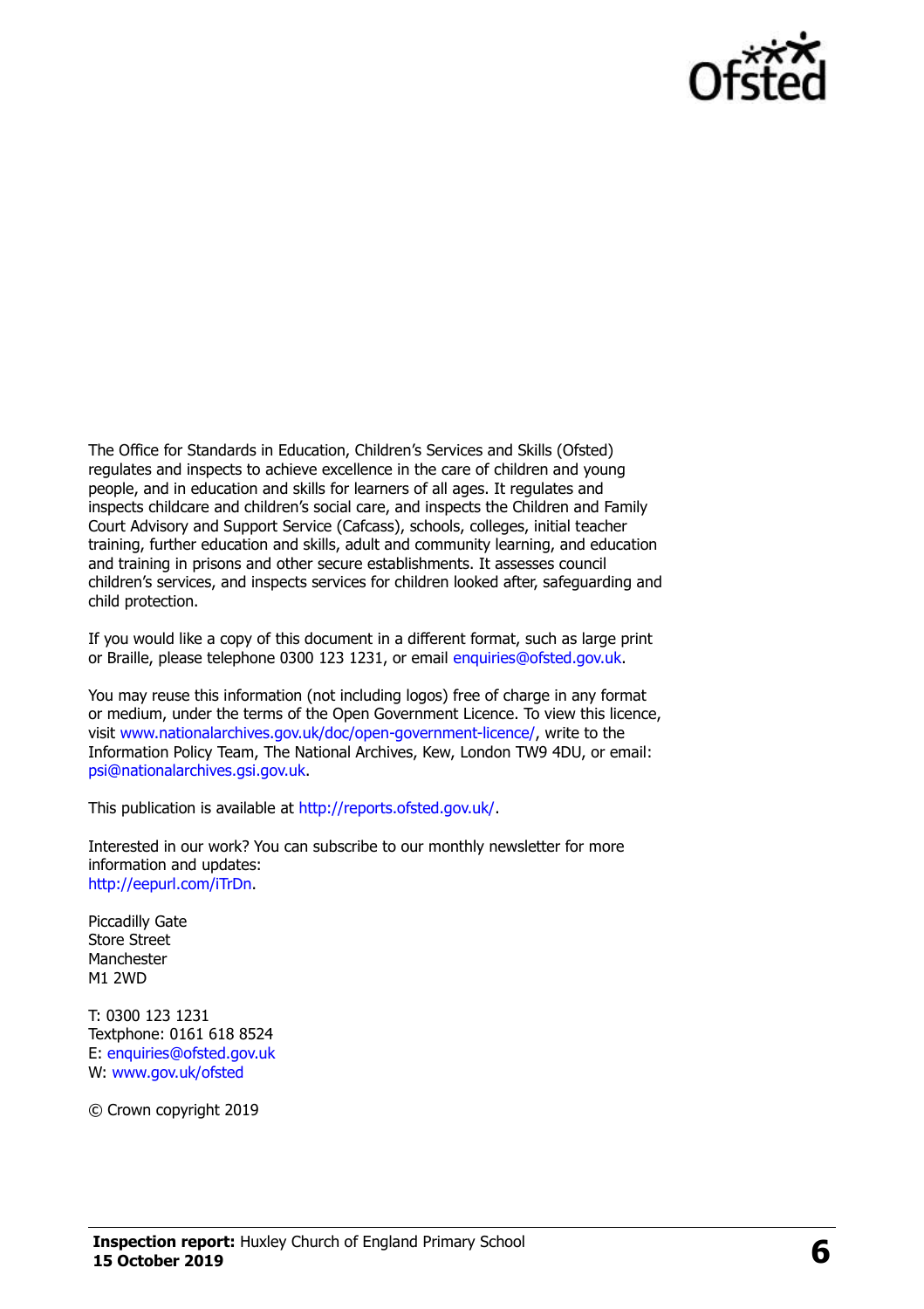The Office for Standards in Education, Children's Services and Skills (Ofsted) regulates and inspects to achieve excellence in the care of children and young people, and in education and skills for learners of all ages. It regulates and inspects childcare and children's social care, and inspects the Children and Family Court Advisory and Support Service (Cafcass), schools, colleges, initial teacher training, further education and skills, adult and community learning, and education and training in prisons and other secure establishments. It assesses council children's services, and inspects services for children looked after, safeguarding and child protection.

If you would like a copy of this document in a different format, such as large print or Braille, please telephone 0300 123 1231, or email enquiries@ofsted.gov.uk.

You may reuse this information (not including logos) free of charge in any format or medium, under the terms of the Open Government Licence. To view this licence, visit www.nationalarchives.gov.uk/doc/open-government-licence/, write to the Information Policy Team, The National Archives, Kew, London TW9 4DU, or email: psi@nationalarchives.gsi.gov.uk.

This publication is available at http://reports.ofsted.gov.uk/.

Interested in our work? You can subscribe to our monthly newsletter for more information and updates:
http://eepurl.com/iTrDn.

Piccadilly Gate
Store Street
Manchester
M1 2WD

T: 0300 123 1231
Textphone: 0161 618 8524
E: enquiries@ofsted.gov.uk
W: www.gov.uk/ofsted

© Crown copyright 2019